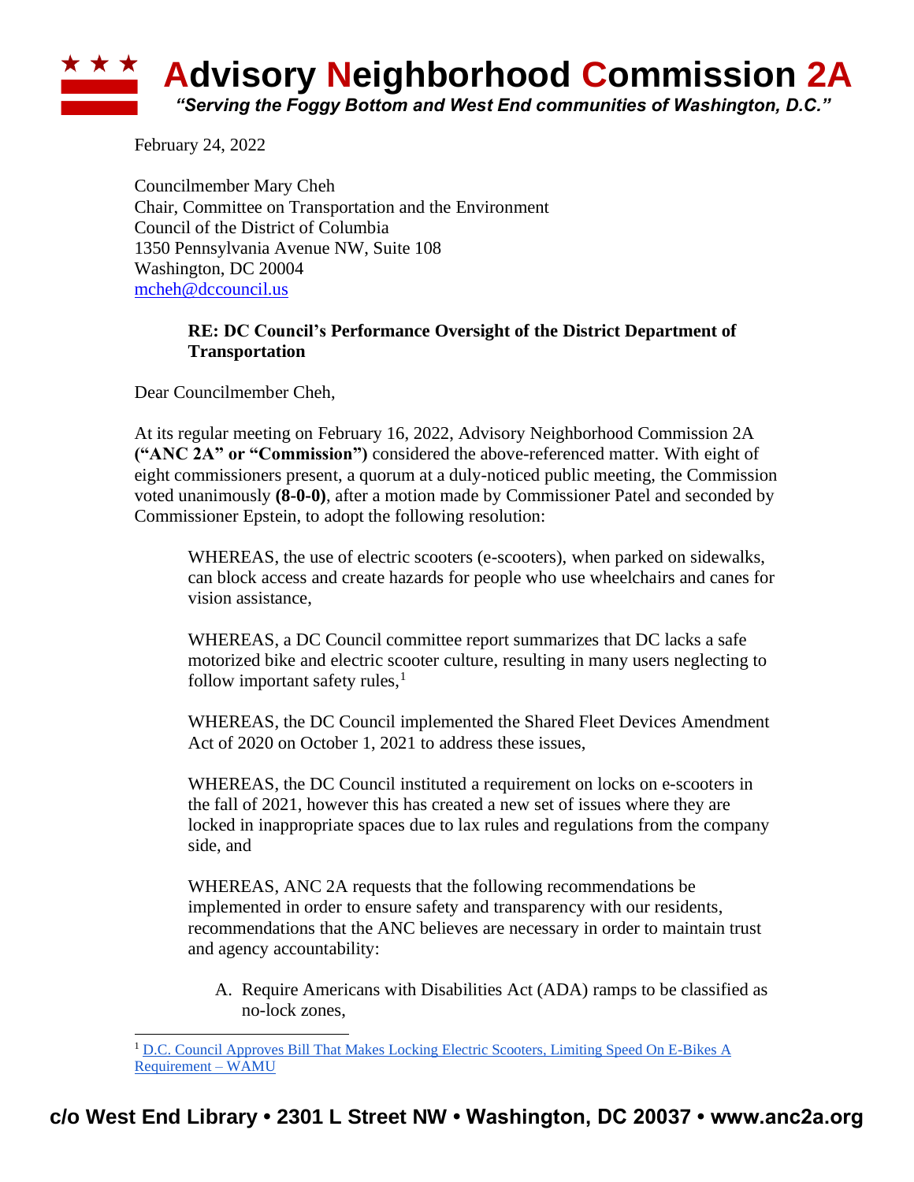# Advisory Neighborhood Commission 2A

*"Serving the Foggy Bottom and West End communities of Washington, D.C."*

February 24, 2022

Councilmember Mary Cheh
Chair, Committee on Transportation and the Environment
Council of the District of Columbia
1350 Pennsylvania Avenue NW, Suite 108
Washington, DC 20004
mcheh@dccouncil.us

**RE: DC Council's Performance Oversight of the District Department of Transportation**

Dear Councilmember Cheh,

At its regular meeting on February 16, 2022, Advisory Neighborhood Commission 2A **("ANC 2A" or "Commission")** considered the above-referenced matter. With eight of eight commissioners present, a quorum at a duly-noticed public meeting, the Commission voted unanimously **(8-0-0)**, after a motion made by Commissioner Patel and seconded by Commissioner Epstein, to adopt the following resolution:

> WHEREAS, the use of electric scooters (e-scooters), when parked on sidewalks, can block access and create hazards for people who use wheelchairs and canes for vision assistance,
>
> WHEREAS, a DC Council committee report summarizes that DC lacks a safe motorized bike and electric scooter culture, resulting in many users neglecting to follow important safety rules,[1]
>
> WHEREAS, the DC Council implemented the Shared Fleet Devices Amendment Act of 2020 on October 1, 2021 to address these issues,
>
> WHEREAS, the DC Council instituted a requirement on locks on e-scooters in the fall of 2021, however this has created a new set of issues where they are locked in inappropriate spaces due to lax rules and regulations from the company side, and
>
> WHEREAS, ANC 2A requests that the following recommendations be implemented in order to ensure safety and transparency with our residents, recommendations that the ANC believes are necessary in order to maintain trust and agency accountability:
>
> A. Require Americans with Disabilities Act (ADA) ramps to be classified as no-lock zones,

[1] D.C. Council Approves Bill That Makes Locking Electric Scooters, Limiting Speed On E-Bikes A Requirement – WAMU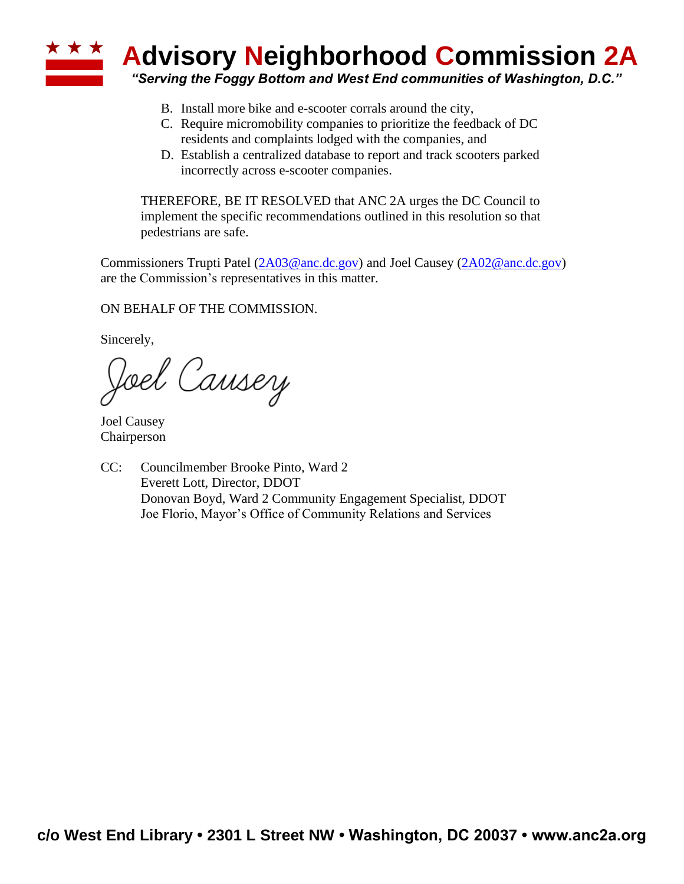B. Install more bike and e-scooter corrals around the city,
C. Require micromobility companies to prioritize the feedback of DC residents and complaints lodged with the companies, and
D. Establish a centralized database to report and track scooters parked incorrectly across e-scooter companies.

THEREFORE, BE IT RESOLVED that ANC 2A urges the DC Council to implement the specific recommendations outlined in this resolution so that pedestrians are safe.

Commissioners Trupti Patel (2A03@anc.dc.gov) and Joel Causey (2A02@anc.dc.gov) are the Commission's representatives in this matter.

ON BEHALF OF THE COMMISSION.

Sincerely,

Joel Causey

Joel Causey
Chairperson

CC: Councilmember Brooke Pinto, Ward 2
Everett Lott, Director, DDOT
Donovan Boyd, Ward 2 Community Engagement Specialist, DDOT
Joe Florio, Mayor's Office of Community Relations and Services